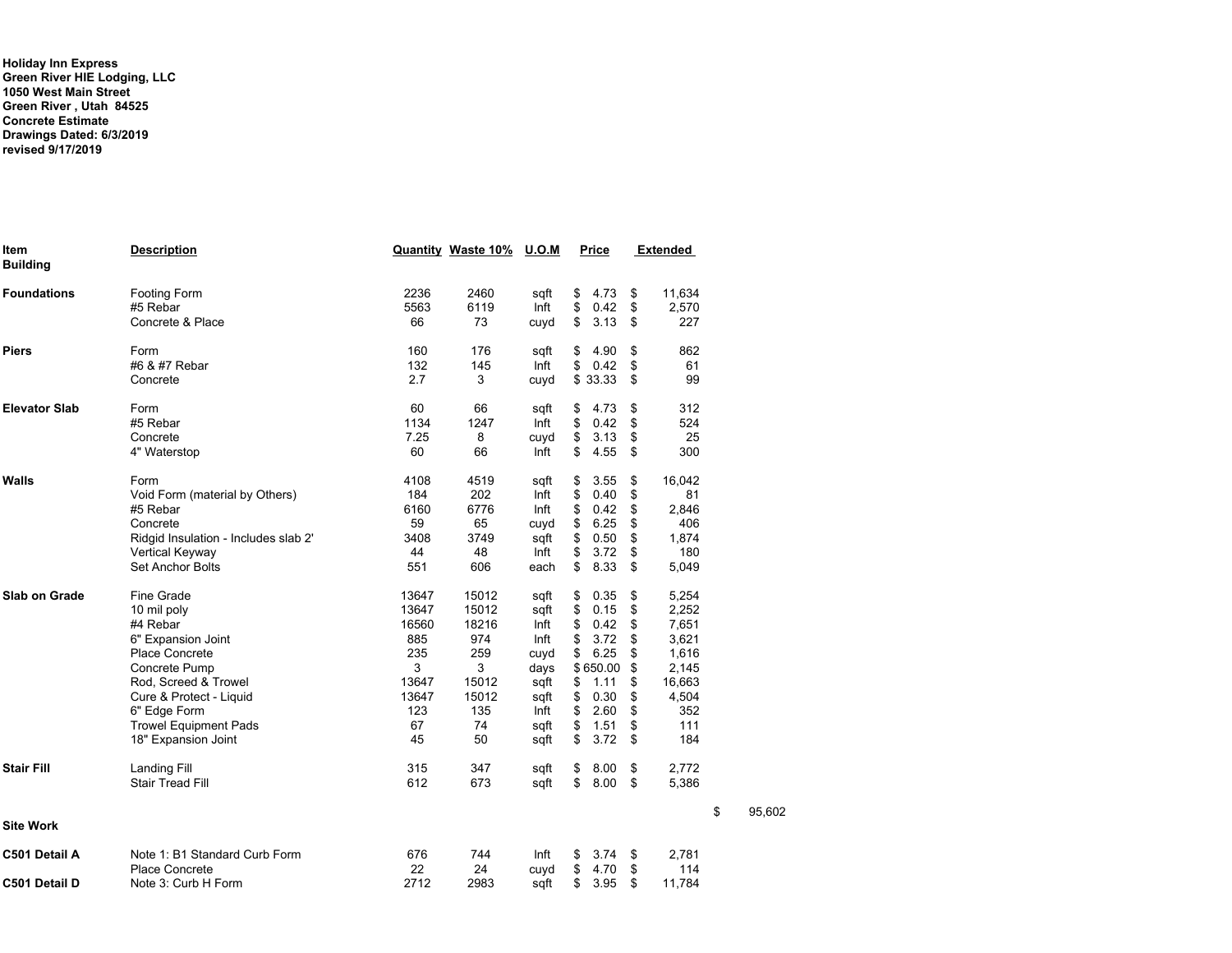**Holiday Inn Express**
**Green River HIE Lodging, LLC**
**1050 West Main Street**
**Green River , Utah 84525**
**Concrete Estimate**
**Drawings Dated: 6/3/2019**
**revised 9/17/2019**

| Item | Description | Quantity | Waste 10% | U.O.M | Price | Extended | |
|---|---|---|---|---|---|---|---|
| **Building** | | | | | | | |
| **Foundations** | Footing Form | 2236 | 2460 | sqft | $ 4.73 | $ 11,634 | |
| | #5 Rebar | 5563 | 6119 | lnft | $ 0.42 | $ 2,570 | |
| | Concrete & Place | 66 | 73 | cuyd | $ 3.13 | $ 227 | |
| **Piers** | Form | 160 | 176 | sqft | $ 4.90 | $ 862 | |
| | #6 & #7 Rebar | 132 | 145 | lnft | $ 0.42 | $ 61 | |
| | Concrete | 2.7 | 3 | cuyd | $ 33.33 | $ 99 | |
| **Elevator Slab** | Form | 60 | 66 | sqft | $ 4.73 | $ 312 | |
| | #5 Rebar | 1134 | 1247 | lnft | $ 0.42 | $ 524 | |
| | Concrete | 7.25 | 8 | cuyd | $ 3.13 | $ 25 | |
| | 4" Waterstop | 60 | 66 | lnft | $ 4.55 | $ 300 | |
| **Walls** | Form | 4108 | 4519 | sqft | $ 3.55 | $ 16,042 | |
| | Void Form (material by Others) | 184 | 202 | lnft | $ 0.40 | $ 81 | |
| | #5 Rebar | 6160 | 6776 | lnft | $ 0.42 | $ 2,846 | |
| | Concrete | 59 | 65 | cuyd | $ 6.25 | $ 406 | |
| | Ridgid Insulation - Includes slab 2' | 3408 | 3749 | sqft | $ 0.50 | $ 1,874 | |
| | Vertical Keyway | 44 | 48 | lnft | $ 3.72 | $ 180 | |
| | Set Anchor Bolts | 551 | 606 | each | $ 8.33 | $ 5,049 | |
| **Slab on Grade** | Fine Grade | 13647 | 15012 | sqft | $ 0.35 | $ 5,254 | |
| | 10 mil poly | 13647 | 15012 | sqft | $ 0.15 | $ 2,252 | |
| | #4 Rebar | 16560 | 18216 | lnft | $ 0.42 | $ 7,651 | |
| | 6" Expansion Joint | 885 | 974 | lnft | $ 3.72 | $ 3,621 | |
| | Place Concrete | 235 | 259 | cuyd | $ 6.25 | $ 1,616 | |
| | Concrete Pump | 3 | 3 | days | $ 650.00 | $ 2,145 | |
| | Rod, Screed & Trowel | 13647 | 15012 | sqft | $ 1.11 | $ 16,663 | |
| | Cure & Protect - Liquid | 13647 | 15012 | sqft | $ 0.30 | $ 4,504 | |
| | 6" Edge Form | 123 | 135 | lnft | $ 2.60 | $ 352 | |
| | Trowel Equipment Pads | 67 | 74 | sqft | $ 1.51 | $ 111 | |
| | 18" Expansion Joint | 45 | 50 | sqft | $ 3.72 | $ 184 | |
| **Stair Fill** | Landing Fill | 315 | 347 | sqft | $ 8.00 | $ 2,772 | |
| | Stair Tread Fill | 612 | 673 | sqft | $ 8.00 | $ 5,386 | |
| | | | | | | | $ 95,602 |
| **Site Work** | | | | | | | |
| **C501 Detail A** | Note 1: B1 Standard Curb Form | 676 | 744 | lnft | $ 3.74 | $ 2,781 | |
| | Place Concrete | 22 | 24 | cuyd | $ 4.70 | $ 114 | |
| **C501 Detail D** | Note 3: Curb H Form | 2712 | 2983 | sqft | $ 3.95 | $ 11,784 | |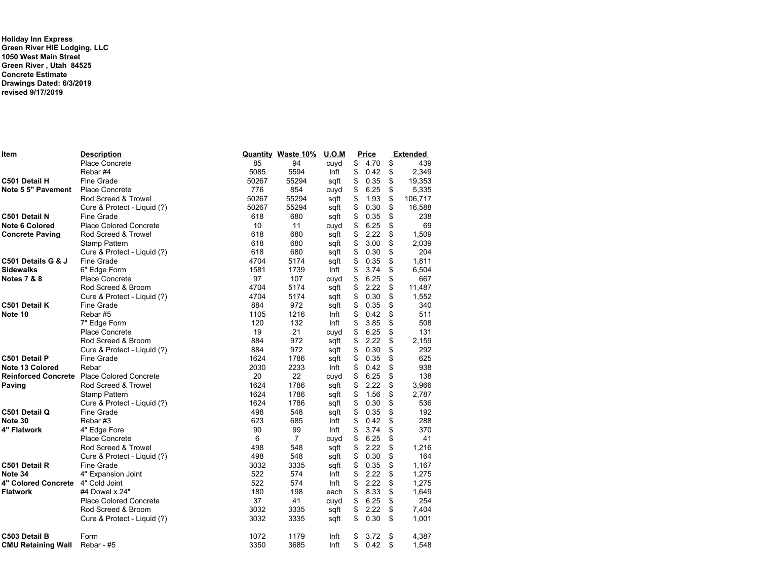**Holiday Inn Express**
**Green River HIE Lodging, LLC**
**1050 West Main Street**
**Green River , Utah  84525**
**Concrete Estimate**
**Drawings Dated: 6/3/2019**
**revised 9/17/2019**

| Item | Description | Quantity | Waste 10% | U.O.M | Price | Extended |
|---|---|---|---|---|---|---|
| | Place Concrete | 85 | 94 | cuyd | $ 4.70 | $ 439 |
| | Rebar #4 | 5085 | 5594 | lnft | $ 0.42 | $ 2,349 |
| **C501 Detail H** | Fine Grade | 50267 | 55294 | sqft | $ 0.35 | $ 19,353 |
| **Note 5 5" Pavement** | Place Concrete | 776 | 854 | cuyd | $ 6.25 | $ 5,335 |
| | Rod Screed & Trowel | 50267 | 55294 | sqft | $ 1.93 | $ 106,717 |
| | Cure & Protect - Liquid (?) | 50267 | 55294 | sqft | $ 0.30 | $ 16,588 |
| **C501 Detail N** | Fine Grade | 618 | 680 | sqft | $ 0.35 | $ 238 |
| **Note 6 Colored** | Place Colored Concrete | 10 | 11 | cuyd | $ 6.25 | $ 69 |
| **Concrete Paving** | Rod Screed & Trowel | 618 | 680 | sqft | $ 2.22 | $ 1,509 |
| | Stamp Pattern | 618 | 680 | sqft | $ 3.00 | $ 2,039 |
| | Cure & Protect - Liquid (?) | 618 | 680 | sqft | $ 0.30 | $ 204 |
| **C501 Details G & J** | Fine Grade | 4704 | 5174 | sqft | $ 0.35 | $ 1,811 |
| **Sidewalks** | 6" Edge Form | 1581 | 1739 | lnft | $ 3.74 | $ 6,504 |
| **Notes 7 & 8** | Place Concrete | 97 | 107 | cuyd | $ 6.25 | $ 667 |
| | Rod Screed & Broom | 4704 | 5174 | sqft | $ 2.22 | $ 11,487 |
| | Cure & Protect - Liquid (?) | 4704 | 5174 | sqft | $ 0.30 | $ 1,552 |
| **C501 Detail K** | Fine Grade | 884 | 972 | sqft | $ 0.35 | $ 340 |
| **Note 10** | Rebar #5 | 1105 | 1216 | lnft | $ 0.42 | $ 511 |
| | 7" Edge Form | 120 | 132 | lnft | $ 3.85 | $ 508 |
| | Place Concrete | 19 | 21 | cuyd | $ 6.25 | $ 131 |
| | Rod Screed & Broom | 884 | 972 | sqft | $ 2.22 | $ 2,159 |
| | Cure & Protect - Liquid (?) | 884 | 972 | sqft | $ 0.30 | $ 292 |
| **C501 Detail P** | Fine Grade | 1624 | 1786 | sqft | $ 0.35 | $ 625 |
| **Note 13 Colored** | Rebar | 2030 | 2233 | lnft | $ 0.42 | $ 938 |
| **Reinforced Concrete** | Place Colored Concrete | 20 | 22 | cuyd | $ 6.25 | $ 138 |
| **Paving** | Rod Screed & Trowel | 1624 | 1786 | sqft | $ 2.22 | $ 3,966 |
| | Stamp Pattern | 1624 | 1786 | sqft | $ 1.56 | $ 2,787 |
| | Cure & Protect - Liquid (?) | 1624 | 1786 | sqft | $ 0.30 | $ 536 |
| **C501 Detail Q** | Fine Grade | 498 | 548 | sqft | $ 0.35 | $ 192 |
| **Note 30** | Rebar #3 | 623 | 685 | lnft | $ 0.42 | $ 288 |
| **4" Flatwork** | 4" Edge Fore | 90 | 99 | lnft | $ 3.74 | $ 370 |
| | Place Concrete | 6 | 7 | cuyd | $ 6.25 | $ 41 |
| | Rod Screed & Trowel | 498 | 548 | sqft | $ 2.22 | $ 1,216 |
| | Cure & Protect - Liquid (?) | 498 | 548 | sqft | $ 0.30 | $ 164 |
| **C501 Detail R** | Fine Grade | 3032 | 3335 | sqft | $ 0.35 | $ 1,167 |
| **Note 34** | 4" Expansion Joint | 522 | 574 | lnft | $ 2.22 | $ 1,275 |
| **4" Colored Concrete** | 4" Cold Joint | 522 | 574 | lnft | $ 2.22 | $ 1,275 |
| **Flatwork** | #4 Dowel x 24" | 180 | 198 | each | $ 8.33 | $ 1,649 |
| | Place Colored Concrete | 37 | 41 | cuyd | $ 6.25 | $ 254 |
| | Rod Screed & Broom | 3032 | 3335 | sqft | $ 2.22 | $ 7,404 |
| | Cure & Protect - Liquid (?) | 3032 | 3335 | sqft | $ 0.30 | $ 1,001 |
| **C503 Detail B** | Form | 1072 | 1179 | lnft | $ 3.72 | $ 4,387 |
| **CMU Retaining Wall** | Rebar - #5 | 3350 | 3685 | lnft | $ 0.42 | $ 1,548 |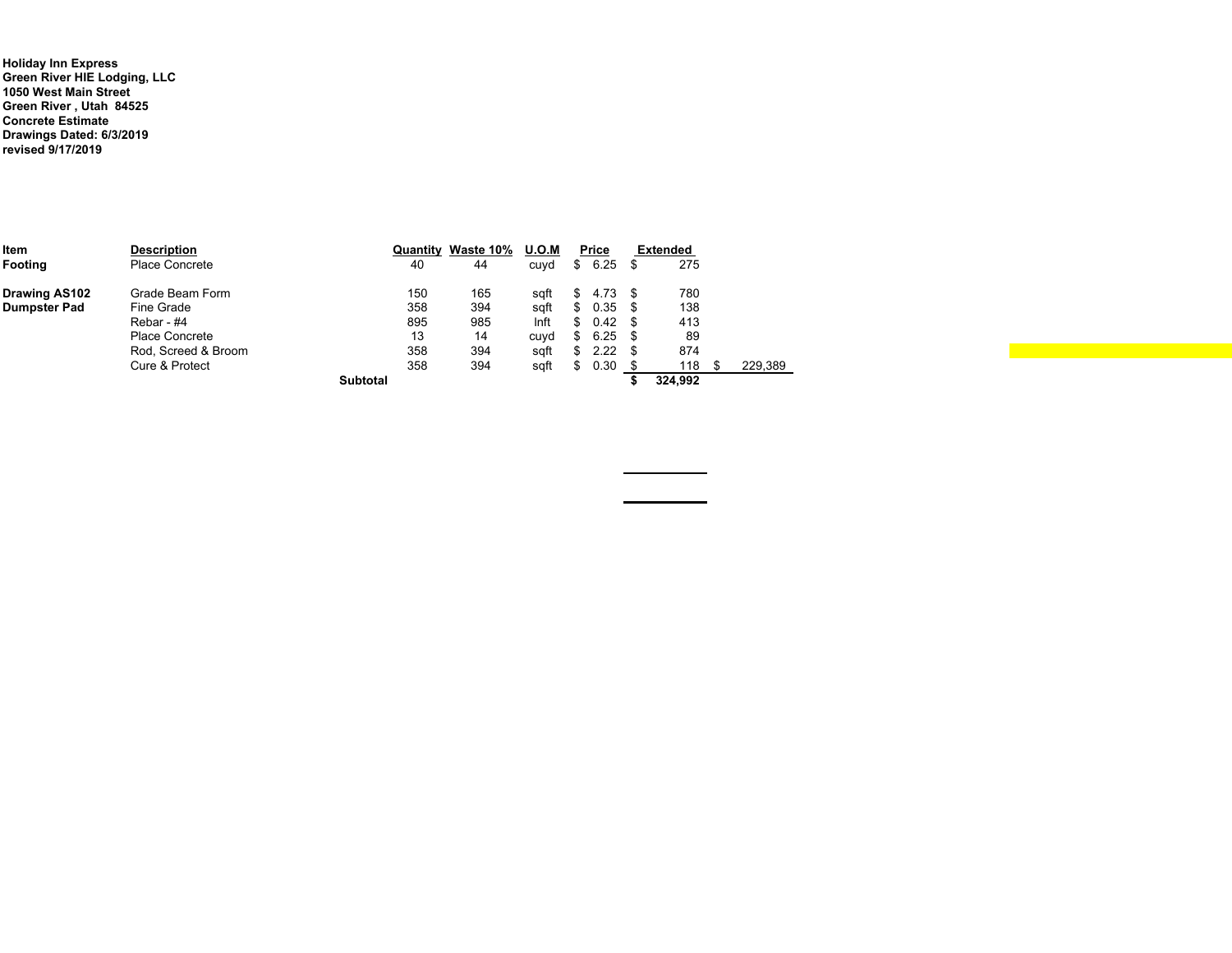**Holiday Inn Express**
**Green River HIE Lodging, LLC**
**1050 West Main Street**
**Green River , Utah 84525**
**Concrete Estimate**
**Drawings Dated: 6/3/2019**
**revised 9/17/2019**

| Item | Description | | Quantity | Waste 10% | U.O.M | Price | Extended | |
|---|---|---|---|---|---|---|---|---|
| **Footing** | Place Concrete | | 40 | 44 | cuyd | $ 6.25 | $ 275 | |
| | | | | | | | | |
| **Drawing AS102** | Grade Beam Form | | 150 | 165 | sqft | $ 4.73 | $ 780 | |
| **Dumpster Pad** | Fine Grade | | 358 | 394 | sqft | $ 0.35 | $ 138 | |
| | Rebar - #4 | | 895 | 985 | lnft | $ 0.42 | $ 413 | |
| | Place Concrete | | 13 | 14 | cuyd | $ 6.25 | $ 89 | |
| | Rod, Screed & Broom | | 358 | 394 | sqft | $ 2.22 | $ 874 | |
| | Cure & Protect | | 358 | 394 | sqft | $ 0.30 | $ 118 | $ 229,389 |
| | | **Subtotal** | | | | | **$ 324,992** | |